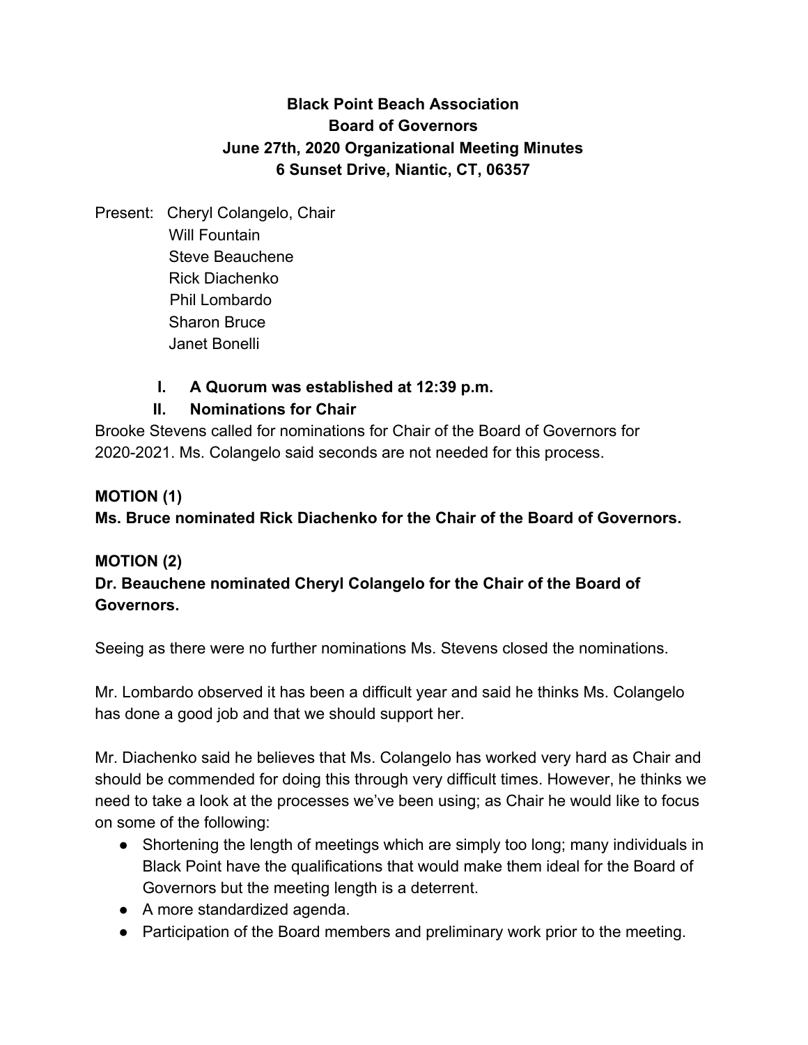**Black Point Beach Association**
**Board of Governors**
**June 27th, 2020 Organizational Meeting Minutes**
**6 Sunset Drive, Niantic, CT, 06357**

Present: Cheryl Colangelo, Chair
Will Fountain
Steve Beauchene
Rick Diachenko
Phil Lombardo
Sharon Bruce
Janet Bonelli

I. **A Quorum was established at 12:39 p.m.**

II. **Nominations for Chair**

Brooke Stevens called for nominations for Chair of the Board of Governors for 2020-2021. Ms. Colangelo said seconds are not needed for this process.

**MOTION (1)**
**Ms. Bruce nominated Rick Diachenko for the Chair of the Board of Governors.**

**MOTION (2)**
**Dr. Beauchene nominated Cheryl Colangelo for the Chair of the Board of Governors.**

Seeing as there were no further nominations Ms. Stevens closed the nominations.

Mr. Lombardo observed it has been a difficult year and said he thinks Ms. Colangelo has done a good job and that we should support her.

Mr. Diachenko said he believes that Ms. Colangelo has worked very hard as Chair and should be commended for doing this through very difficult times. However, he thinks we need to take a look at the processes we've been using; as Chair he would like to focus on some of the following:

- Shortening the length of meetings which are simply too long; many individuals in Black Point have the qualifications that would make them ideal for the Board of Governors but the meeting length is a deterrent.
- A more standardized agenda.
- Participation of the Board members and preliminary work prior to the meeting.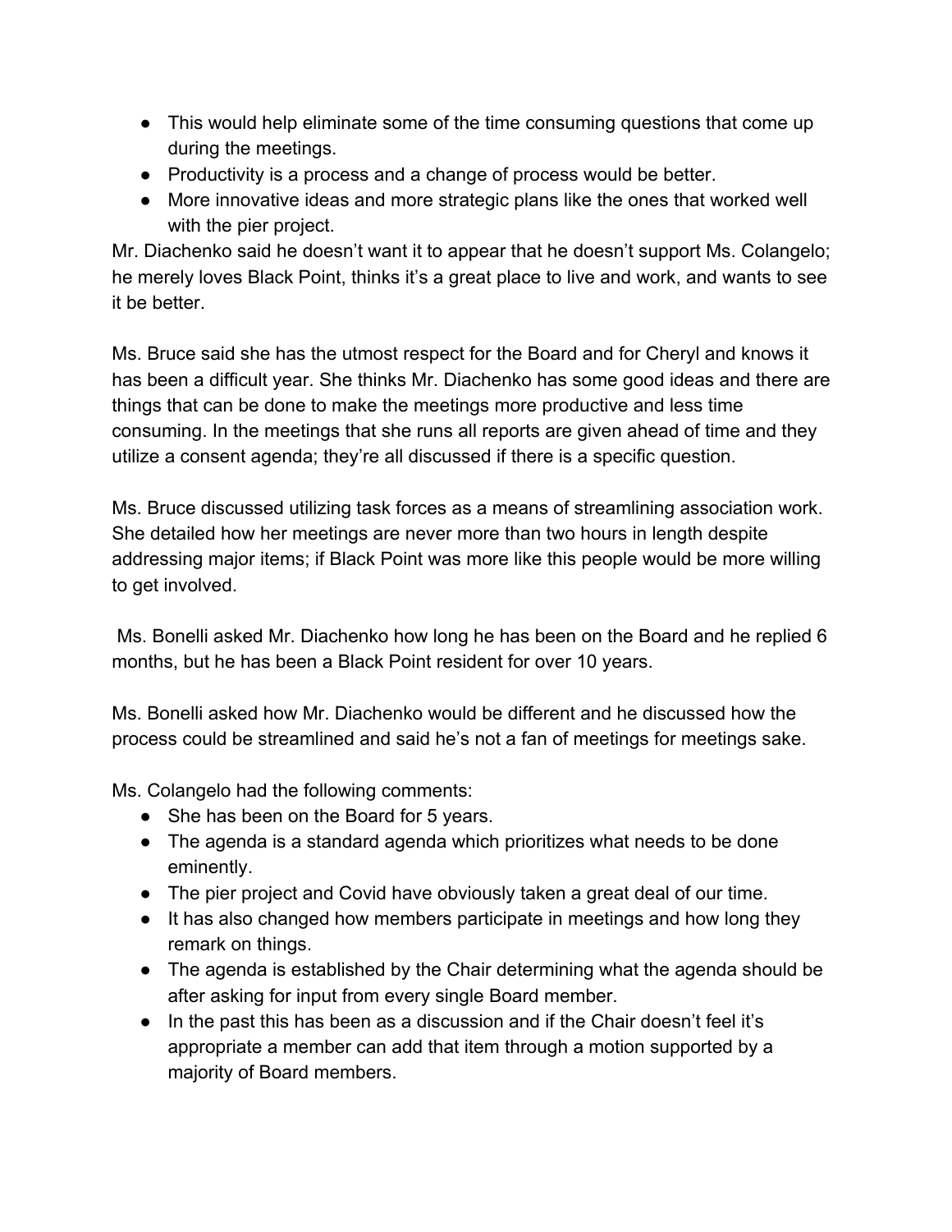- This would help eliminate some of the time consuming questions that come up during the meetings.
- Productivity is a process and a change of process would be better.
- More innovative ideas and more strategic plans like the ones that worked well with the pier project.

Mr. Diachenko said he doesn't want it to appear that he doesn't support Ms. Colangelo; he merely loves Black Point, thinks it's a great place to live and work, and wants to see it be better.

Ms. Bruce said she has the utmost respect for the Board and for Cheryl and knows it has been a difficult year. She thinks Mr. Diachenko has some good ideas and there are things that can be done to make the meetings more productive and less time consuming. In the meetings that she runs all reports are given ahead of time and they utilize a consent agenda; they're all discussed if there is a specific question.

Ms. Bruce discussed utilizing task forces as a means of streamlining association work. She detailed how her meetings are never more than two hours in length despite addressing major items; if Black Point was more like this people would be more willing to get involved.

Ms. Bonelli asked Mr. Diachenko how long he has been on the Board and he replied 6 months, but he has been a Black Point resident for over 10 years.

Ms. Bonelli asked how Mr. Diachenko would be different and he discussed how the process could be streamlined and said he's not a fan of meetings for meetings sake.

Ms. Colangelo had the following comments:

- She has been on the Board for 5 years.
- The agenda is a standard agenda which prioritizes what needs to be done eminently.
- The pier project and Covid have obviously taken a great deal of our time.
- It has also changed how members participate in meetings and how long they remark on things.
- The agenda is established by the Chair determining what the agenda should be after asking for input from every single Board member.
- In the past this has been as a discussion and if the Chair doesn't feel it's appropriate a member can add that item through a motion supported by a majority of Board members.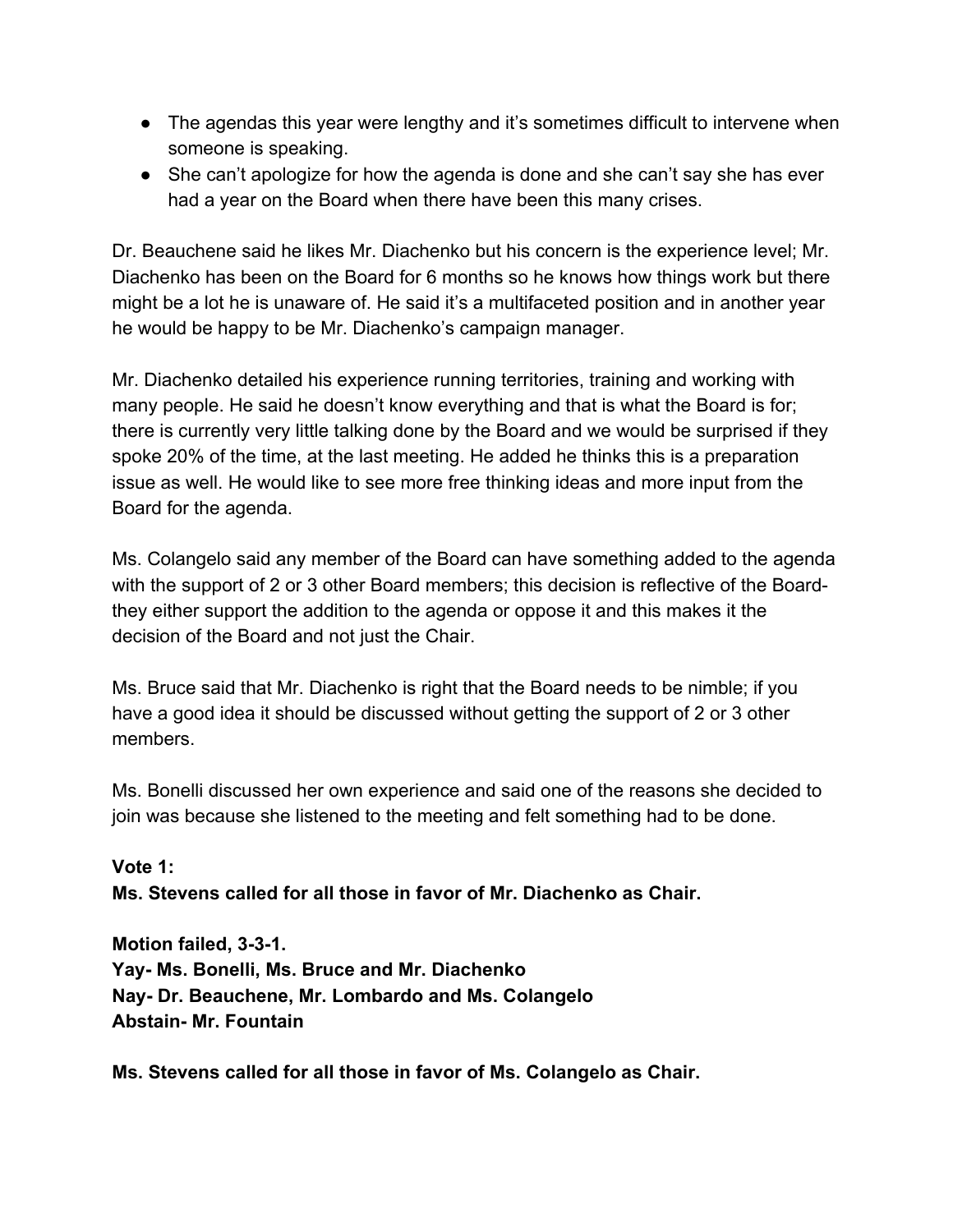- The agendas this year were lengthy and it's sometimes difficult to intervene when someone is speaking.
- She can't apologize for how the agenda is done and she can't say she has ever had a year on the Board when there have been this many crises.

Dr. Beauchene said he likes Mr. Diachenko but his concern is the experience level; Mr. Diachenko has been on the Board for 6 months so he knows how things work but there might be a lot he is unaware of. He said it's a multifaceted position and in another year he would be happy to be Mr. Diachenko's campaign manager.

Mr. Diachenko detailed his experience running territories, training and working with many people. He said he doesn't know everything and that is what the Board is for; there is currently very little talking done by the Board and we would be surprised if they spoke 20% of the time, at the last meeting. He added he thinks this is a preparation issue as well. He would like to see more free thinking ideas and more input from the Board for the agenda.

Ms. Colangelo said any member of the Board can have something added to the agenda with the support of 2 or 3 other Board members; this decision is reflective of the Board- they either support the addition to the agenda or oppose it and this makes it the decision of the Board and not just the Chair.

Ms. Bruce said that Mr. Diachenko is right that the Board needs to be nimble; if you have a good idea it should be discussed without getting the support of 2 or 3 other members.

Ms. Bonelli discussed her own experience and said one of the reasons she decided to join was because she listened to the meeting and felt something had to be done.

**Vote 1:**
**Ms. Stevens called for all those in favor of Mr. Diachenko as Chair.**

**Motion failed, 3-3-1.**
**Yay- Ms. Bonelli, Ms. Bruce and Mr. Diachenko**
**Nay- Dr. Beauchene, Mr. Lombardo and Ms. Colangelo**
**Abstain- Mr. Fountain**

**Ms. Stevens called for all those in favor of Ms. Colangelo as Chair.**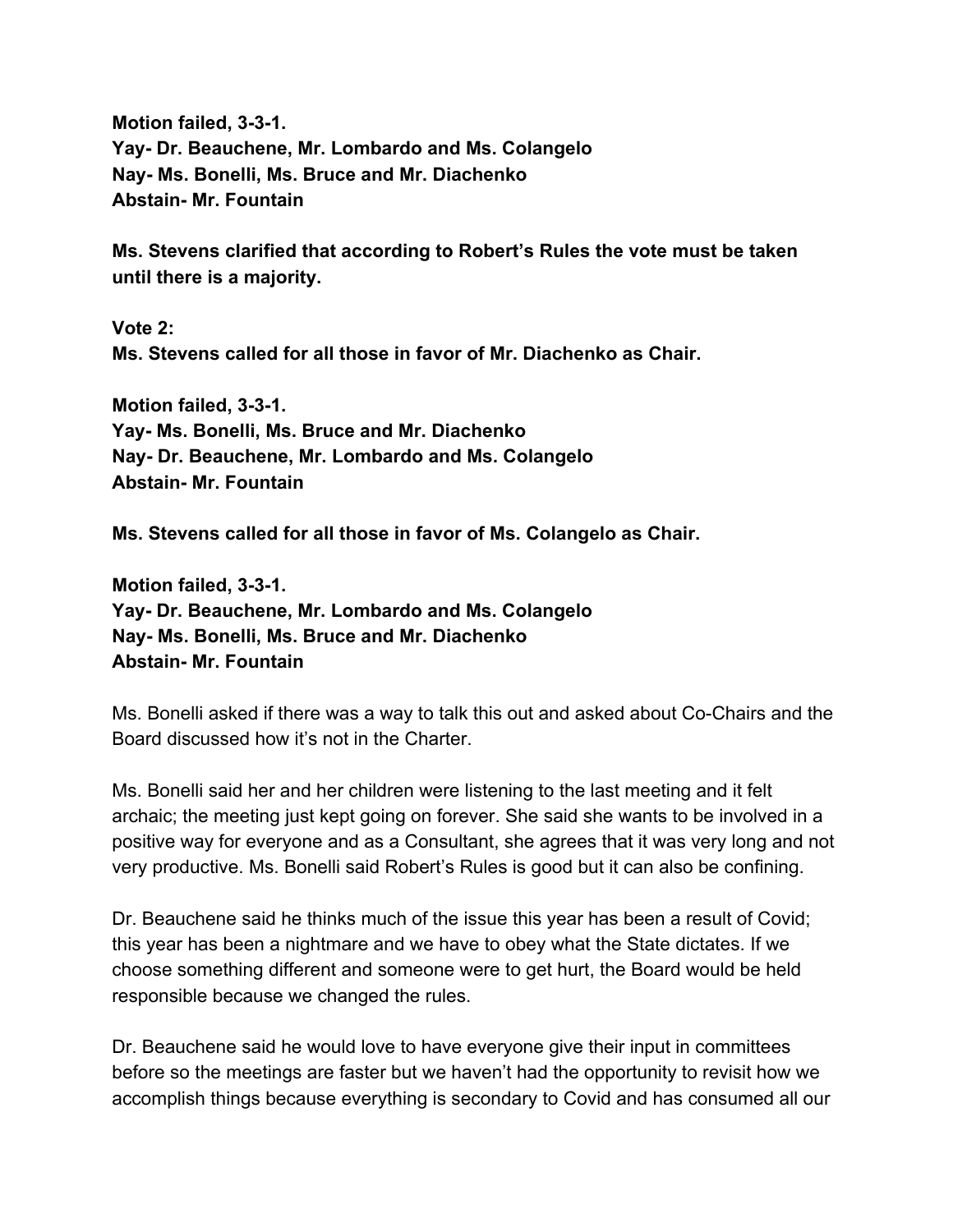**Motion failed, 3-3-1.**
**Yay- Dr. Beauchene, Mr. Lombardo and Ms. Colangelo**
**Nay- Ms. Bonelli, Ms. Bruce and Mr. Diachenko**
**Abstain- Mr. Fountain**

**Ms. Stevens clarified that according to Robert's Rules the vote must be taken until there is a majority.**

**Vote 2:**
**Ms. Stevens called for all those in favor of Mr. Diachenko as Chair.**

**Motion failed, 3-3-1.**
**Yay- Ms. Bonelli, Ms. Bruce and Mr. Diachenko**
**Nay- Dr. Beauchene, Mr. Lombardo and Ms. Colangelo**
**Abstain- Mr. Fountain**

**Ms. Stevens called for all those in favor of Ms. Colangelo as Chair.**

**Motion failed, 3-3-1.**
**Yay- Dr. Beauchene, Mr. Lombardo and Ms. Colangelo**
**Nay- Ms. Bonelli, Ms. Bruce and Mr. Diachenko**
**Abstain- Mr. Fountain**

Ms. Bonelli asked if there was a way to talk this out and asked about Co-Chairs and the Board discussed how it's not in the Charter.

Ms. Bonelli said her and her children were listening to the last meeting and it felt archaic; the meeting just kept going on forever. She said she wants to be involved in a positive way for everyone and as a Consultant, she agrees that it was very long and not very productive. Ms. Bonelli said Robert's Rules is good but it can also be confining.

Dr. Beauchene said he thinks much of the issue this year has been a result of Covid; this year has been a nightmare and we have to obey what the State dictates. If we choose something different and someone were to get hurt, the Board would be held responsible because we changed the rules.

Dr. Beauchene said he would love to have everyone give their input in committees before so the meetings are faster but we haven't had the opportunity to revisit how we accomplish things because everything is secondary to Covid and has consumed all our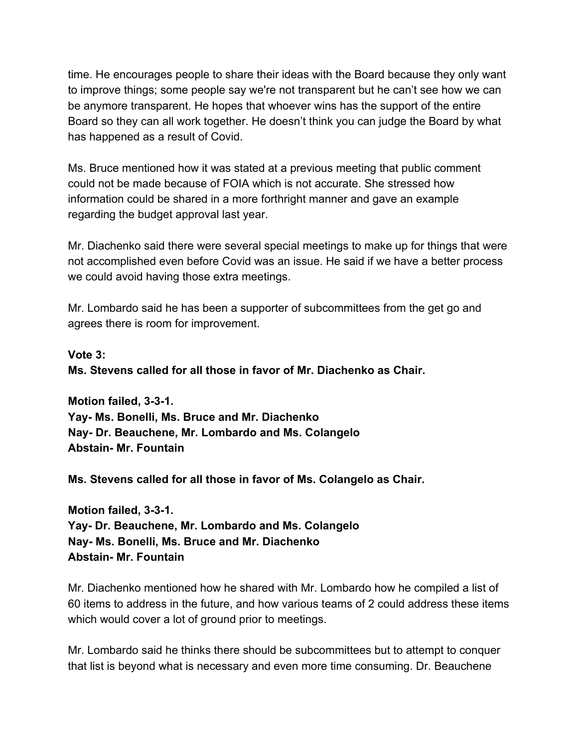time. He encourages people to share their ideas with the Board because they only want to improve things; some people say we're not transparent but he can't see how we can be anymore transparent. He hopes that whoever wins has the support of the entire Board so they can all work together. He doesn't think you can judge the Board by what has happened as a result of Covid.

Ms. Bruce mentioned how it was stated at a previous meeting that public comment could not be made because of FOIA which is not accurate. She stressed how information could be shared in a more forthright manner and gave an example regarding the budget approval last year.

Mr. Diachenko said there were several special meetings to make up for things that were not accomplished even before Covid was an issue. He said if we have a better process we could avoid having those extra meetings.

Mr. Lombardo said he has been a supporter of subcommittees from the get go and agrees there is room for improvement.

**Vote 3:**
**Ms. Stevens called for all those in favor of Mr. Diachenko as Chair.**

**Motion failed, 3-3-1.**
**Yay- Ms. Bonelli, Ms. Bruce and Mr. Diachenko**
**Nay- Dr. Beauchene, Mr. Lombardo and Ms. Colangelo**
**Abstain- Mr. Fountain**

**Ms. Stevens called for all those in favor of Ms. Colangelo as Chair.**

**Motion failed, 3-3-1.**
**Yay- Dr. Beauchene, Mr. Lombardo and Ms. Colangelo**
**Nay- Ms. Bonelli, Ms. Bruce and Mr. Diachenko**
**Abstain- Mr. Fountain**

Mr. Diachenko mentioned how he shared with Mr. Lombardo how he compiled a list of 60 items to address in the future, and how various teams of 2 could address these items which would cover a lot of ground prior to meetings.

Mr. Lombardo said he thinks there should be subcommittees but to attempt to conquer that list is beyond what is necessary and even more time consuming. Dr. Beauchene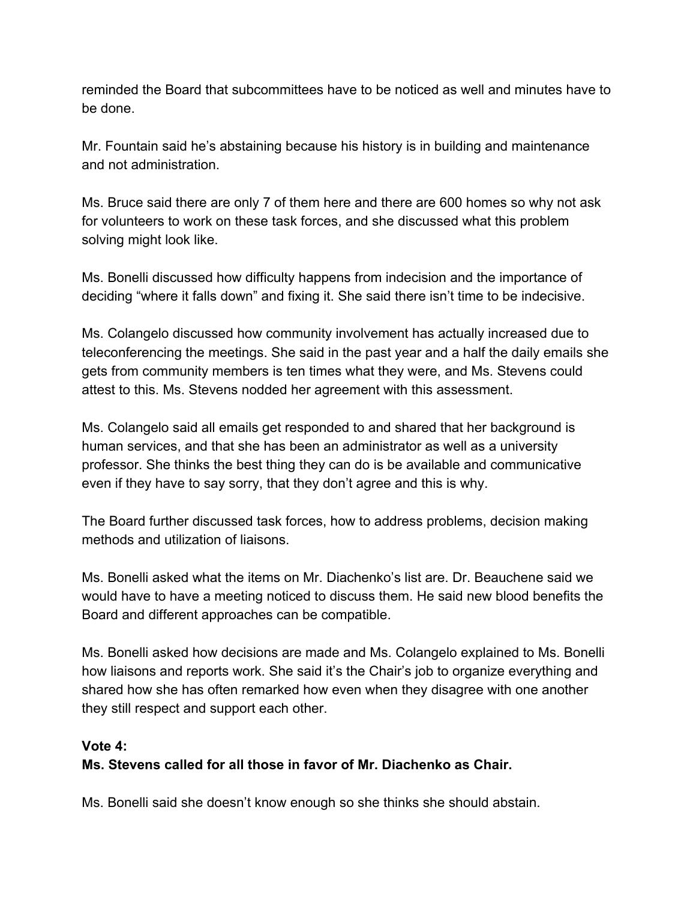reminded the Board that subcommittees have to be noticed as well and minutes have to be done.

Mr. Fountain said he's abstaining because his history is in building and maintenance and not administration.

Ms. Bruce said there are only 7 of them here and there are 600 homes so why not ask for volunteers to work on these task forces, and she discussed what this problem solving might look like.

Ms. Bonelli discussed how difficulty happens from indecision and the importance of deciding "where it falls down" and fixing it. She said there isn't time to be indecisive.

Ms. Colangelo discussed how community involvement has actually increased due to teleconferencing the meetings. She said in the past year and a half the daily emails she gets from community members is ten times what they were, and Ms. Stevens could attest to this. Ms. Stevens nodded her agreement with this assessment.

Ms. Colangelo said all emails get responded to and shared that her background is human services, and that she has been an administrator as well as a university professor. She thinks the best thing they can do is be available and communicative even if they have to say sorry, that they don't agree and this is why.

The Board further discussed task forces, how to address problems, decision making methods and utilization of liaisons.

Ms. Bonelli asked what the items on Mr. Diachenko's list are. Dr. Beauchene said we would have to have a meeting noticed to discuss them. He said new blood benefits the Board and different approaches can be compatible.

Ms. Bonelli asked how decisions are made and Ms. Colangelo explained to Ms. Bonelli how liaisons and reports work. She said it's the Chair's job to organize everything and shared how she has often remarked how even when they disagree with one another they still respect and support each other.

**Vote 4:**
**Ms. Stevens called for all those in favor of Mr. Diachenko as Chair.**

Ms. Bonelli said she doesn't know enough so she thinks she should abstain.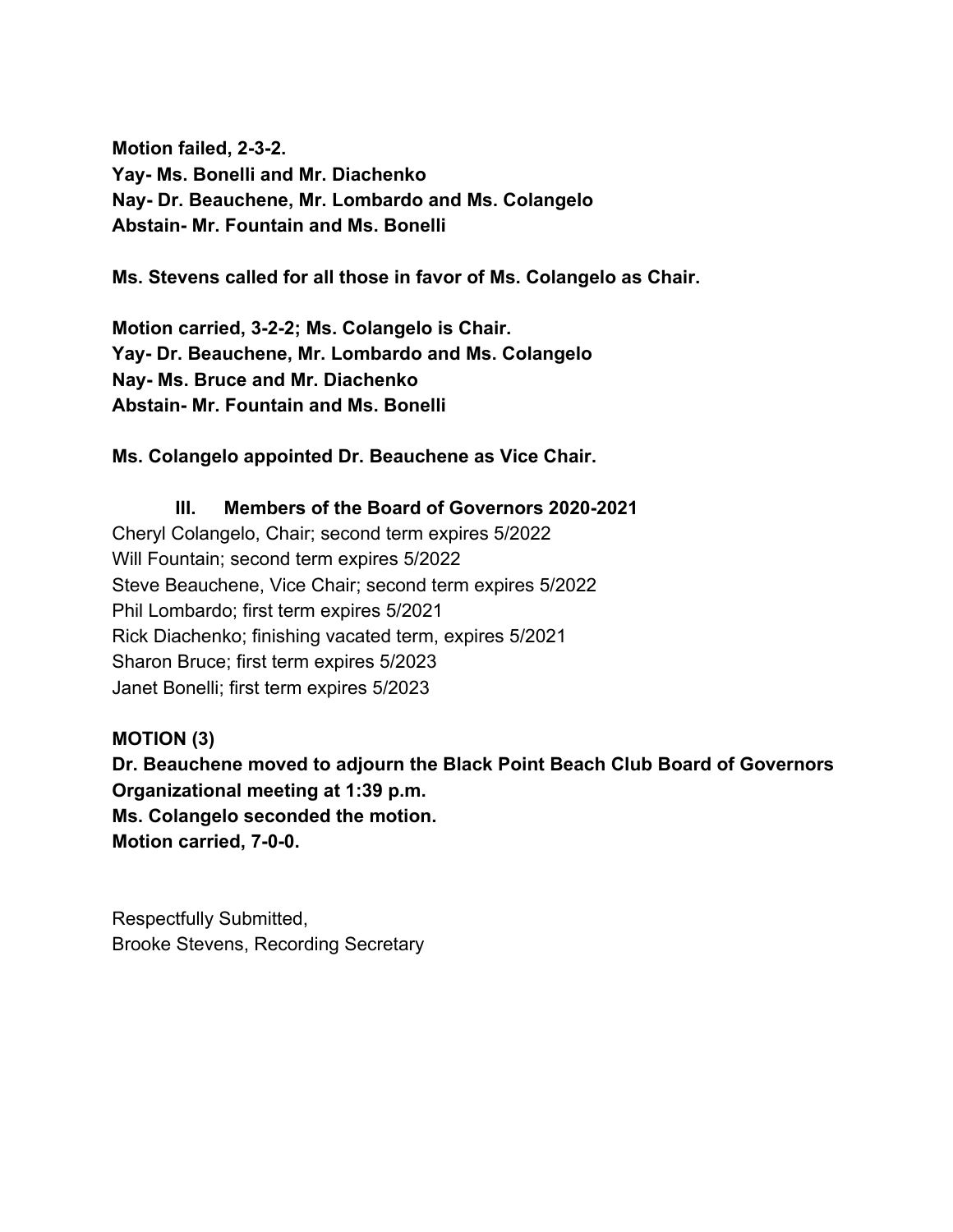**Motion failed, 2-3-2.**
**Yay- Ms. Bonelli and Mr. Diachenko**
**Nay- Dr. Beauchene, Mr. Lombardo and Ms. Colangelo**
**Abstain- Mr. Fountain and Ms. Bonelli**

**Ms. Stevens called for all those in favor of Ms. Colangelo as Chair.**

**Motion carried, 3-2-2; Ms. Colangelo is Chair.**
**Yay- Dr. Beauchene, Mr. Lombardo and Ms. Colangelo**
**Nay- Ms. Bruce and Mr. Diachenko**
**Abstain- Mr. Fountain and Ms. Bonelli**

**Ms. Colangelo appointed Dr. Beauchene as Vice Chair.**

### III. Members of the Board of Governors 2020-2021

Cheryl Colangelo, Chair; second term expires 5/2022
Will Fountain; second term expires 5/2022
Steve Beauchene, Vice Chair; second term expires 5/2022
Phil Lombardo; first term expires 5/2021
Rick Diachenko; finishing vacated term, expires 5/2021
Sharon Bruce; first term expires 5/2023
Janet Bonelli; first term expires 5/2023

**MOTION (3)**
**Dr. Beauchene moved to adjourn the Black Point Beach Club Board of Governors Organizational meeting at 1:39 p.m.**
**Ms. Colangelo seconded the motion.**
**Motion carried, 7-0-0.**

Respectfully Submitted,
Brooke Stevens, Recording Secretary